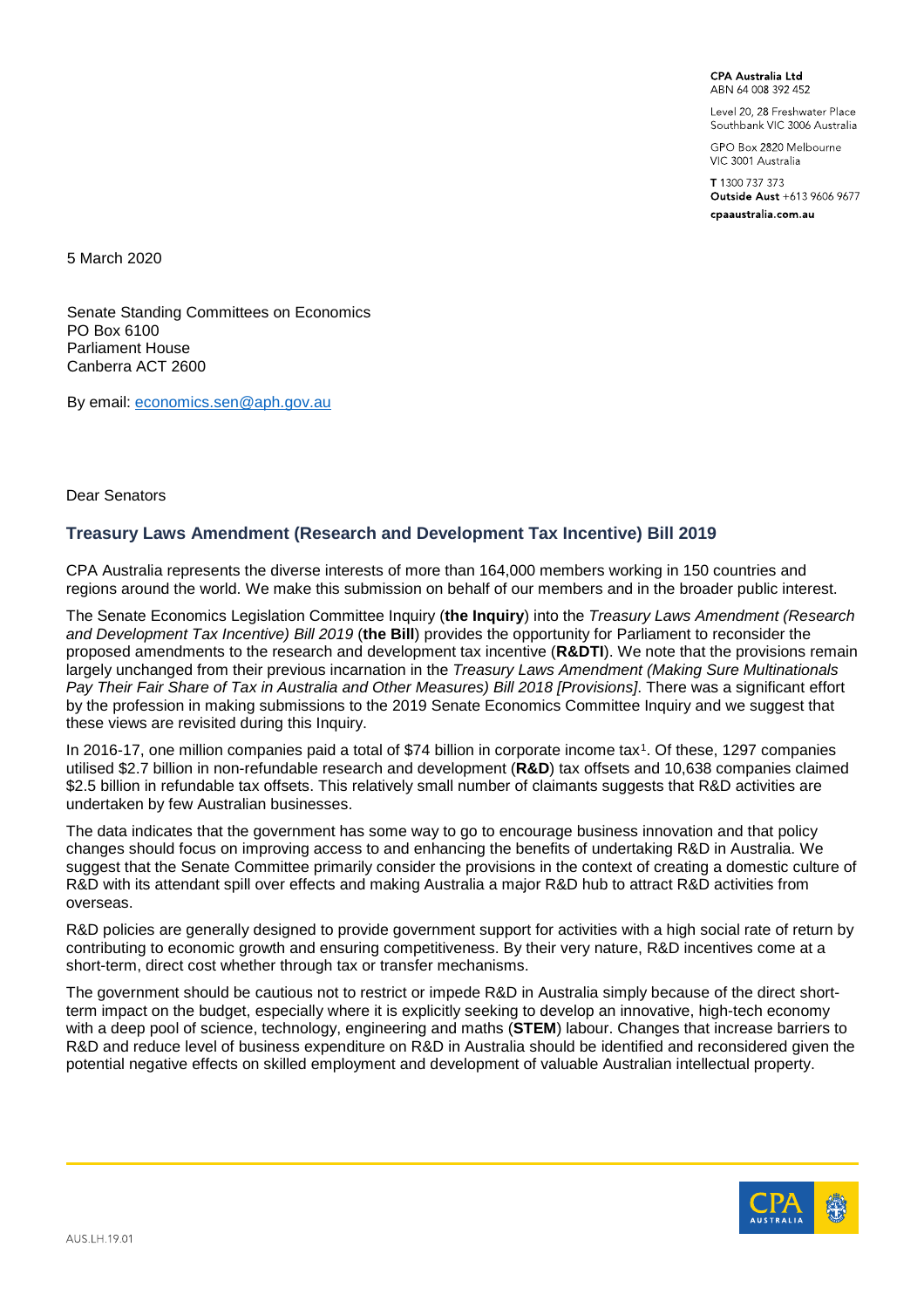CPA Australia Ltd
ABN 64 008 392 452

Level 20, 28 Freshwater Place
Southbank VIC 3006 Australia

GPO Box 2820 Melbourne
VIC 3001 Australia

T 1300 737 373
**Outside Aust** +613 9606 9677
cpaaustralia.com.au

5 March 2020

Senate Standing Committees on Economics
PO Box 6100
Parliament House
Canberra ACT 2600

By email: economics.sen@aph.gov.au

Dear Senators

## Treasury Laws Amendment (Research and Development Tax Incentive) Bill 2019

CPA Australia represents the diverse interests of more than 164,000 members working in 150 countries and regions around the world. We make this submission on behalf of our members and in the broader public interest.

The Senate Economics Legislation Committee Inquiry (**the Inquiry**) into the *Treasury Laws Amendment (Research and Development Tax Incentive) Bill 2019* (**the Bill**) provides the opportunity for Parliament to reconsider the proposed amendments to the research and development tax incentive (**R&DTI**). We note that the provisions remain largely unchanged from their previous incarnation in the *Treasury Laws Amendment (Making Sure Multinationals Pay Their Fair Share of Tax in Australia and Other Measures) Bill 2018 [Provisions]*. There was a significant effort by the profession in making submissions to the 2019 Senate Economics Committee Inquiry and we suggest that these views are revisited during this Inquiry.

In 2016-17, one million companies paid a total of $74 billion in corporate income tax[1]. Of these, 1297 companies utilised $2.7 billion in non-refundable research and development (**R&D**) tax offsets and 10,638 companies claimed $2.5 billion in refundable tax offsets. This relatively small number of claimants suggests that R&D activities are undertaken by few Australian businesses.

The data indicates that the government has some way to go to encourage business innovation and that policy changes should focus on improving access to and enhancing the benefits of undertaking R&D in Australia. We suggest that the Senate Committee primarily consider the provisions in the context of creating a domestic culture of R&D with its attendant spill over effects and making Australia a major R&D hub to attract R&D activities from overseas.

R&D policies are generally designed to provide government support for activities with a high social rate of return by contributing to economic growth and ensuring competitiveness. By their very nature, R&D incentives come at a short-term, direct cost whether through tax or transfer mechanisms.

The government should be cautious not to restrict or impede R&D in Australia simply because of the direct short-term impact on the budget, especially where it is explicitly seeking to develop an innovative, high-tech economy with a deep pool of science, technology, engineering and maths (**STEM**) labour. Changes that increase barriers to R&D and reduce level of business expenditure on R&D in Australia should be identified and reconsidered given the potential negative effects on skilled employment and development of valuable Australian intellectual property.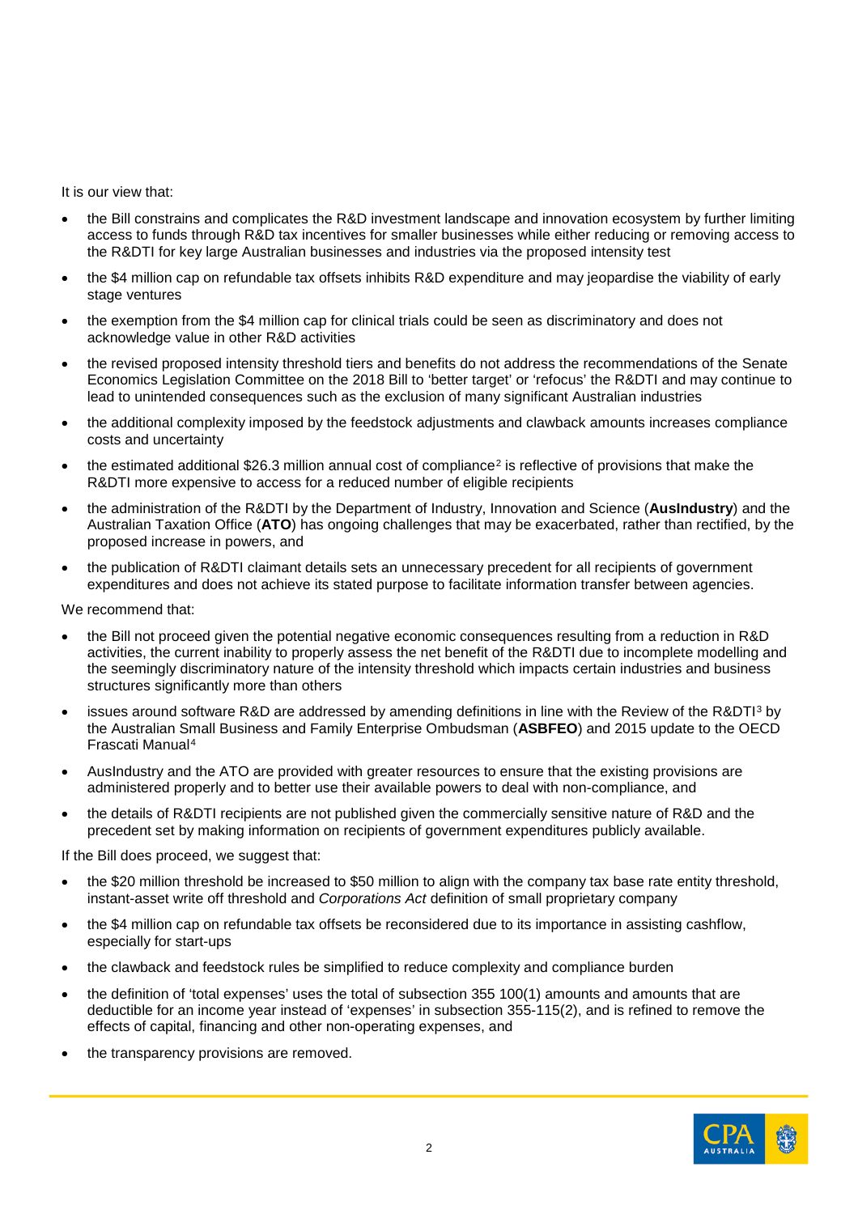It is our view that:

- the Bill constrains and complicates the R&D investment landscape and innovation ecosystem by further limiting access to funds through R&D tax incentives for smaller businesses while either reducing or removing access to the R&DTI for key large Australian businesses and industries via the proposed intensity test
- the $4 million cap on refundable tax offsets inhibits R&D expenditure and may jeopardise the viability of early stage ventures
- the exemption from the $4 million cap for clinical trials could be seen as discriminatory and does not acknowledge value in other R&D activities
- the revised proposed intensity threshold tiers and benefits do not address the recommendations of the Senate Economics Legislation Committee on the 2018 Bill to 'better target' or 'refocus' the R&DTI and may continue to lead to unintended consequences such as the exclusion of many significant Australian industries
- the additional complexity imposed by the feedstock adjustments and clawback amounts increases compliance costs and uncertainty
- the estimated additional $26.3 million annual cost of compliance[2] is reflective of provisions that make the R&DTI more expensive to access for a reduced number of eligible recipients
- the administration of the R&DTI by the Department of Industry, Innovation and Science (**AusIndustry**) and the Australian Taxation Office (**ATO**) has ongoing challenges that may be exacerbated, rather than rectified, by the proposed increase in powers, and
- the publication of R&DTI claimant details sets an unnecessary precedent for all recipients of government expenditures and does not achieve its stated purpose to facilitate information transfer between agencies.

We recommend that:

- the Bill not proceed given the potential negative economic consequences resulting from a reduction in R&D activities, the current inability to properly assess the net benefit of the R&DTI due to incomplete modelling and the seemingly discriminatory nature of the intensity threshold which impacts certain industries and business structures significantly more than others
- issues around software R&D are addressed by amending definitions in line with the Review of the R&DTI[3] by the Australian Small Business and Family Enterprise Ombudsman (**ASBFEO**) and 2015 update to the OECD Frascati Manual[4]
- AusIndustry and the ATO are provided with greater resources to ensure that the existing provisions are administered properly and to better use their available powers to deal with non-compliance, and
- the details of R&DTI recipients are not published given the commercially sensitive nature of R&D and the precedent set by making information on recipients of government expenditures publicly available.

If the Bill does proceed, we suggest that:

- the $20 million threshold be increased to $50 million to align with the company tax base rate entity threshold, instant-asset write off threshold and *Corporations Act* definition of small proprietary company
- the $4 million cap on refundable tax offsets be reconsidered due to its importance in assisting cashflow, especially for start-ups
- the clawback and feedstock rules be simplified to reduce complexity and compliance burden
- the definition of 'total expenses' uses the total of subsection 355 100(1) amounts and amounts that are deductible for an income year instead of 'expenses' in subsection 355-115(2), and is refined to remove the effects of capital, financing and other non-operating expenses, and
- the transparency provisions are removed.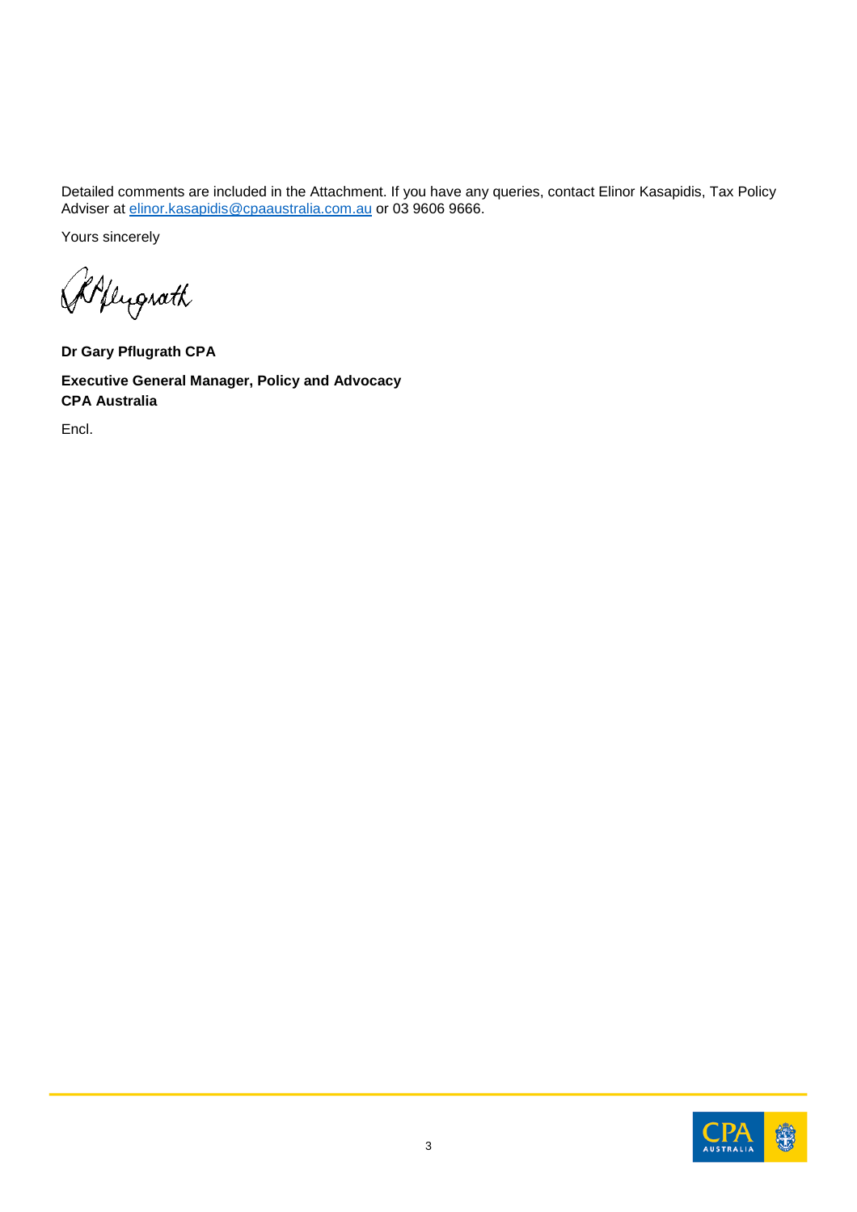Detailed comments are included in the Attachment. If you have any queries, contact Elinor Kasapidis, Tax Policy Adviser at elinor.kasapidis@cpaaustralia.com.au or 03 9606 9666.

Yours sincerely

**Dr Gary Pflugrath CPA**

**Executive General Manager, Policy and Advocacy**
**CPA Australia**

Encl.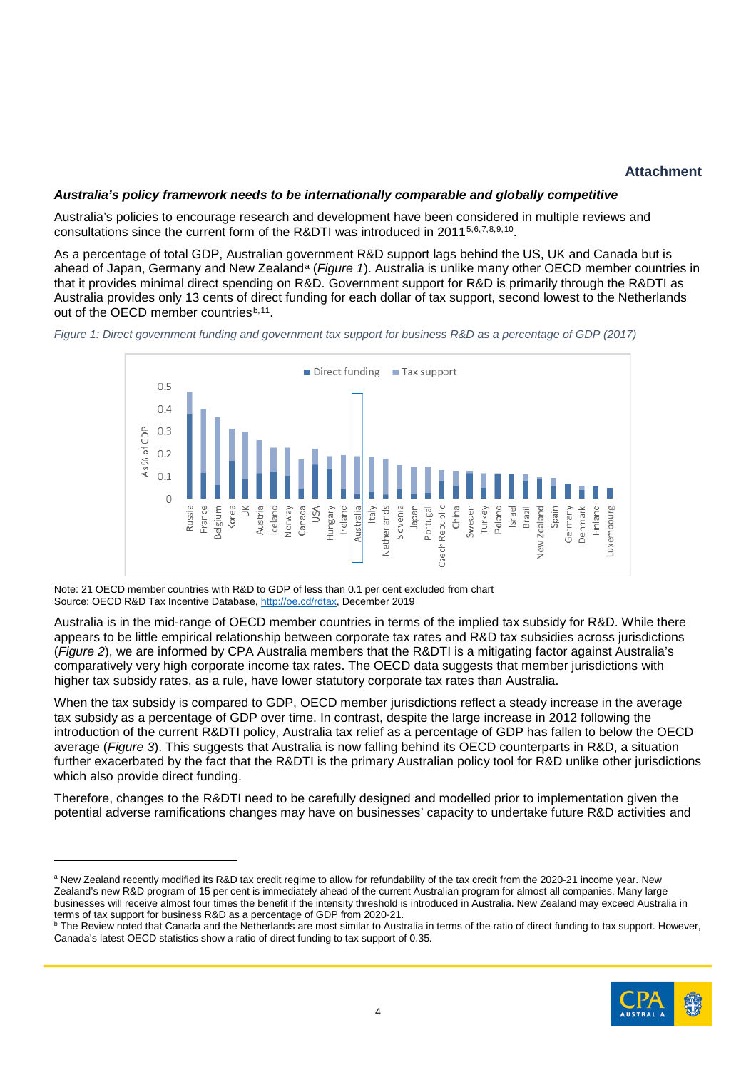**Attachment**

***Australia's policy framework needs to be internationally comparable and globally competitive***

Australia's policies to encourage research and development have been considered in multiple reviews and consultations since the current form of the R&DTI was introduced in 2011[5,6,7,8,9,10].

As a percentage of total GDP, Australian government R&D support lags behind the US, UK and Canada but is ahead of Japan, Germany and New Zealand[a] (*Figure 1*). Australia is unlike many other OECD member countries in that it provides minimal direct spending on R&D. Government support for R&D is primarily through the R&DTI as Australia provides only 13 cents of direct funding for each dollar of tax support, second lowest to the Netherlands out of the OECD member countries[b,11].

*Figure 1: Direct government funding and government tax support for business R&D as a percentage of GDP (2017)*

Note: 21 OECD member countries with R&D to GDP of less than 0.1 per cent excluded from chart
Source: OECD R&D Tax Incentive Database, http://oe.cd/rdtax, December 2019

Australia is in the mid-range of OECD member countries in terms of the implied tax subsidy for R&D. While there appears to be little empirical relationship between corporate tax rates and R&D tax subsidies across jurisdictions (*Figure 2*), we are informed by CPA Australia members that the R&DTI is a mitigating factor against Australia's comparatively very high corporate income tax rates. The OECD data suggests that member jurisdictions with higher tax subsidy rates, as a rule, have lower statutory corporate tax rates than Australia.

When the tax subsidy is compared to GDP, OECD member jurisdictions reflect a steady increase in the average tax subsidy as a percentage of GDP over time. In contrast, despite the large increase in 2012 following the introduction of the current R&DTI policy, Australia tax relief as a percentage of GDP has fallen to below the OECD average (*Figure 3*). This suggests that Australia is now falling behind its OECD counterparts in R&D, a situation further exacerbated by the fact that the R&DTI is the primary Australian policy tool for R&D unlike other jurisdictions which also provide direct funding.

Therefore, changes to the R&DTI need to be carefully designed and modelled prior to implementation given the potential adverse ramifications changes may have on businesses' capacity to undertake future R&D activities and

---

[a] New Zealand recently modified its R&D tax credit regime to allow for refundability of the tax credit from the 2020-21 income year. New Zealand's new R&D program of 15 per cent is immediately ahead of the current Australian program for almost all companies. Many large businesses will receive almost four times the benefit if the intensity threshold is introduced in Australia. New Zealand may exceed Australia in terms of tax support for business R&D as a percentage of GDP from 2020-21.

[b] The Review noted that Canada and the Netherlands are most similar to Australia in terms of the ratio of direct funding to tax support. However, Canada's latest OECD statistics show a ratio of direct funding to tax support of 0.35.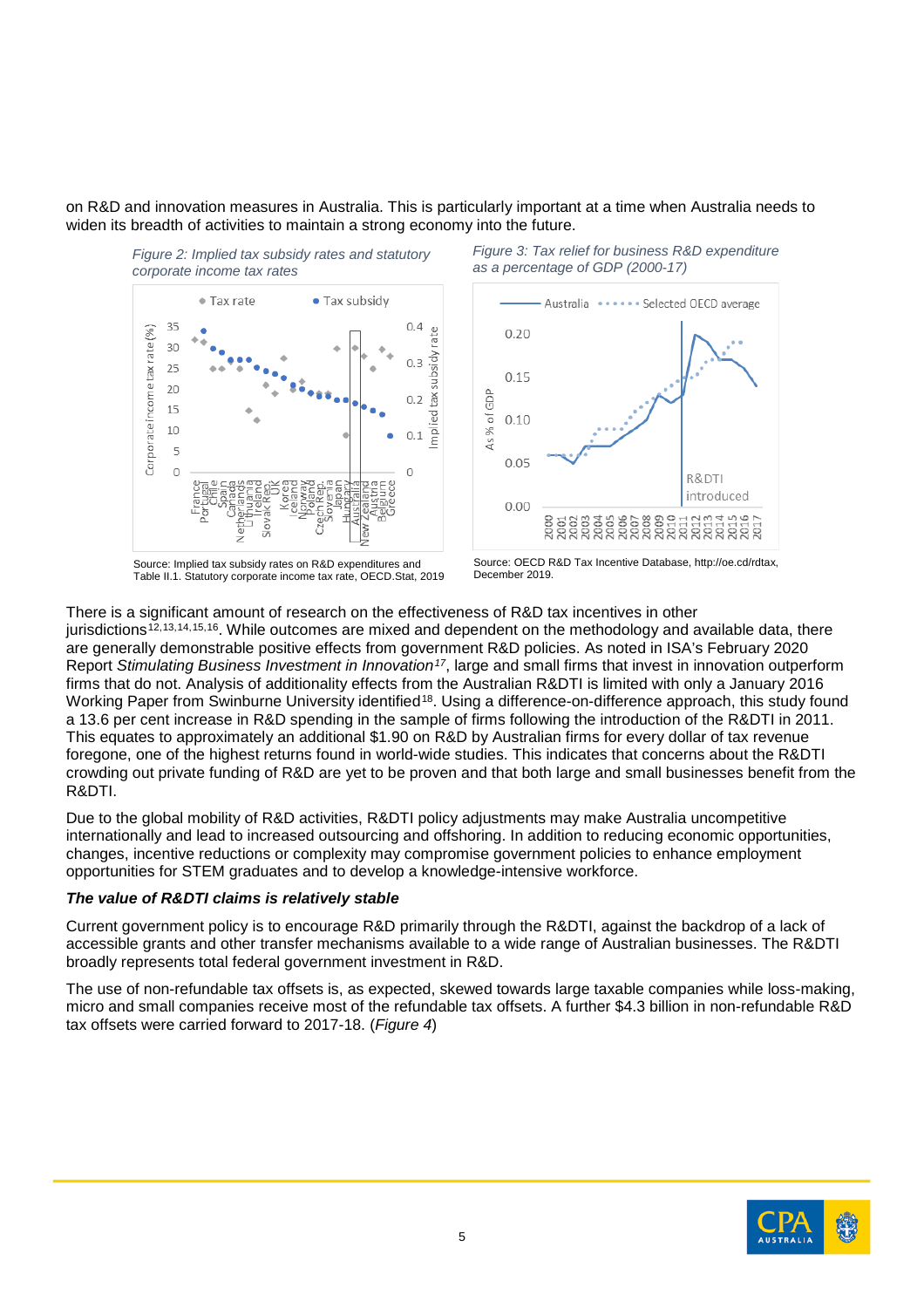on R&D and innovation measures in Australia. This is particularly important at a time when Australia needs to widen its breadth of activities to maintain a strong economy into the future.

*Figure 2: Implied tax subsidy rates and statutory corporate income tax rates*

Source: Implied tax subsidy rates on R&D expenditures and Table II.1. Statutory corporate income tax rate, OECD.Stat, 2019

*Figure 3: Tax relief for business R&D expenditure as a percentage of GDP (2000-17)*

Source: OECD R&D Tax Incentive Database, http://oe.cd/rdtax, December 2019.

There is a significant amount of research on the effectiveness of R&D tax incentives in other jurisdictions[12,13,14,15,16]. While outcomes are mixed and dependent on the methodology and available data, there are generally demonstrable positive effects from government R&D policies. As noted in ISA's February 2020 Report *Stimulating Business Investment in Innovation*[17], large and small firms that invest in innovation outperform firms that do not. Analysis of additionality effects from the Australian R&DTI is limited with only a January 2016 Working Paper from Swinburne University identified[18]. Using a difference-on-difference approach, this study found a 13.6 per cent increase in R&D spending in the sample of firms following the introduction of the R&DTI in 2011. This equates to approximately an additional $1.90 on R&D by Australian firms for every dollar of tax revenue foregone, one of the highest returns found in world-wide studies. This indicates that concerns about the R&DTI crowding out private funding of R&D are yet to be proven and that both large and small businesses benefit from the R&DTI.

Due to the global mobility of R&D activities, R&DTI policy adjustments may make Australia uncompetitive internationally and lead to increased outsourcing and offshoring. In addition to reducing economic opportunities, changes, incentive reductions or complexity may compromise government policies to enhance employment opportunities for STEM graduates and to develop a knowledge-intensive workforce.

***The value of R&DTI claims is relatively stable***

Current government policy is to encourage R&D primarily through the R&DTI, against the backdrop of a lack of accessible grants and other transfer mechanisms available to a wide range of Australian businesses. The R&DTI broadly represents total federal government investment in R&D.

The use of non-refundable tax offsets is, as expected, skewed towards large taxable companies while loss-making, micro and small companies receive most of the refundable tax offsets. A further $4.3 billion in non-refundable R&D tax offsets were carried forward to 2017-18. (*Figure 4*)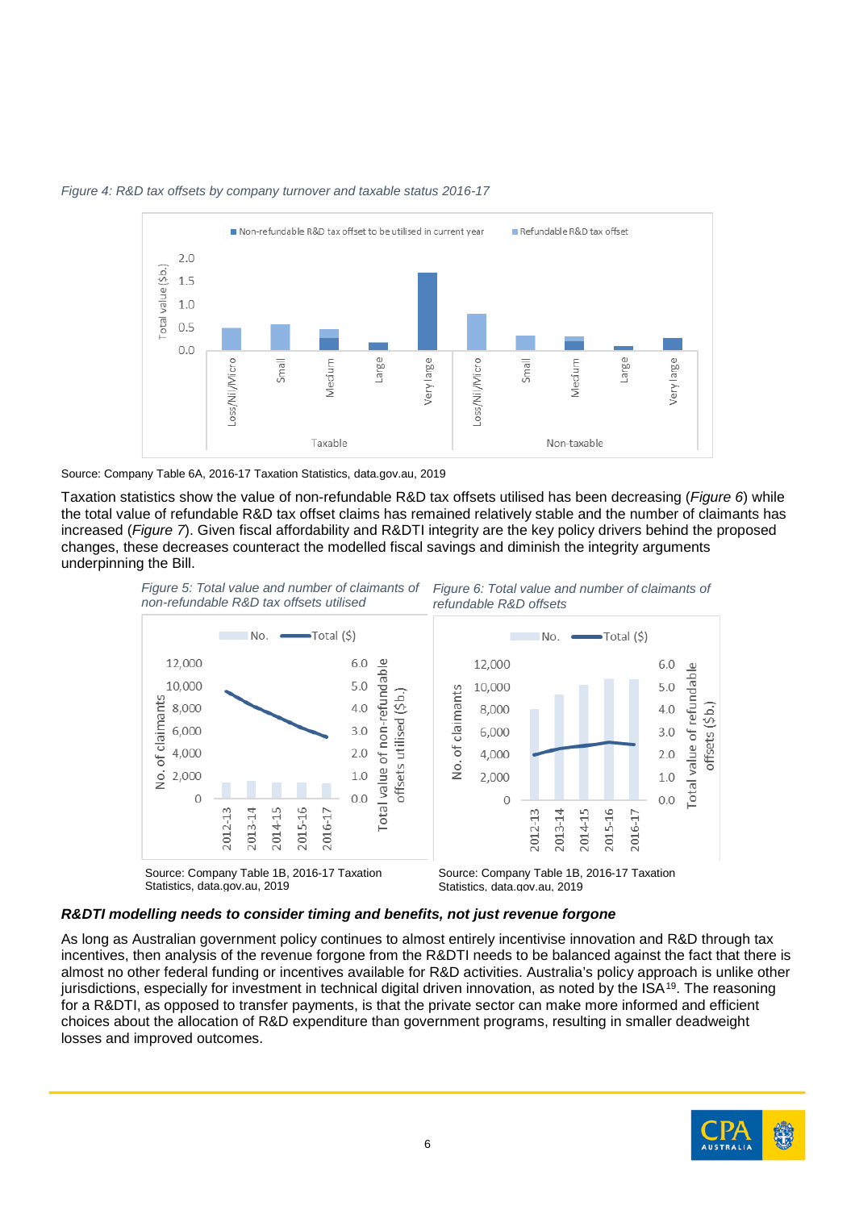*Figure 4: R&D tax offsets by company turnover and taxable status 2016-17*

Source: Company Table 6A, 2016-17 Taxation Statistics, data.gov.au, 2019

Taxation statistics show the value of non-refundable R&D tax offsets utilised has been decreasing (*Figure 6*) while the total value of refundable R&D tax offset claims has remained relatively stable and the number of claimants has increased (*Figure 7*). Given fiscal affordability and R&DTI integrity are the key policy drivers behind the proposed changes, these decreases counteract the modelled fiscal savings and diminish the integrity arguments underpinning the Bill.

*Figure 5: Total value and number of claimants of non-refundable R&D tax offsets utilised*

Source: Company Table 1B, 2016-17 Taxation Statistics, data.gov.au, 2019

*Figure 6: Total value and number of claimants of refundable R&D offsets*

Source: Company Table 1B, 2016-17 Taxation Statistics, data.gov.au, 2019

***R&DTI modelling needs to consider timing and benefits, not just revenue forgone***

As long as Australian government policy continues to almost entirely incentivise innovation and R&D through tax incentives, then analysis of the revenue forgone from the R&DTI needs to be balanced against the fact that there is almost no other federal funding or incentives available for R&D activities. Australia's policy approach is unlike other jurisdictions, especially for investment in technical digital driven innovation, as noted by the ISA[19]. The reasoning for a R&DTI, as opposed to transfer payments, is that the private sector can make more informed and efficient choices about the allocation of R&D expenditure than government programs, resulting in smaller deadweight losses and improved outcomes.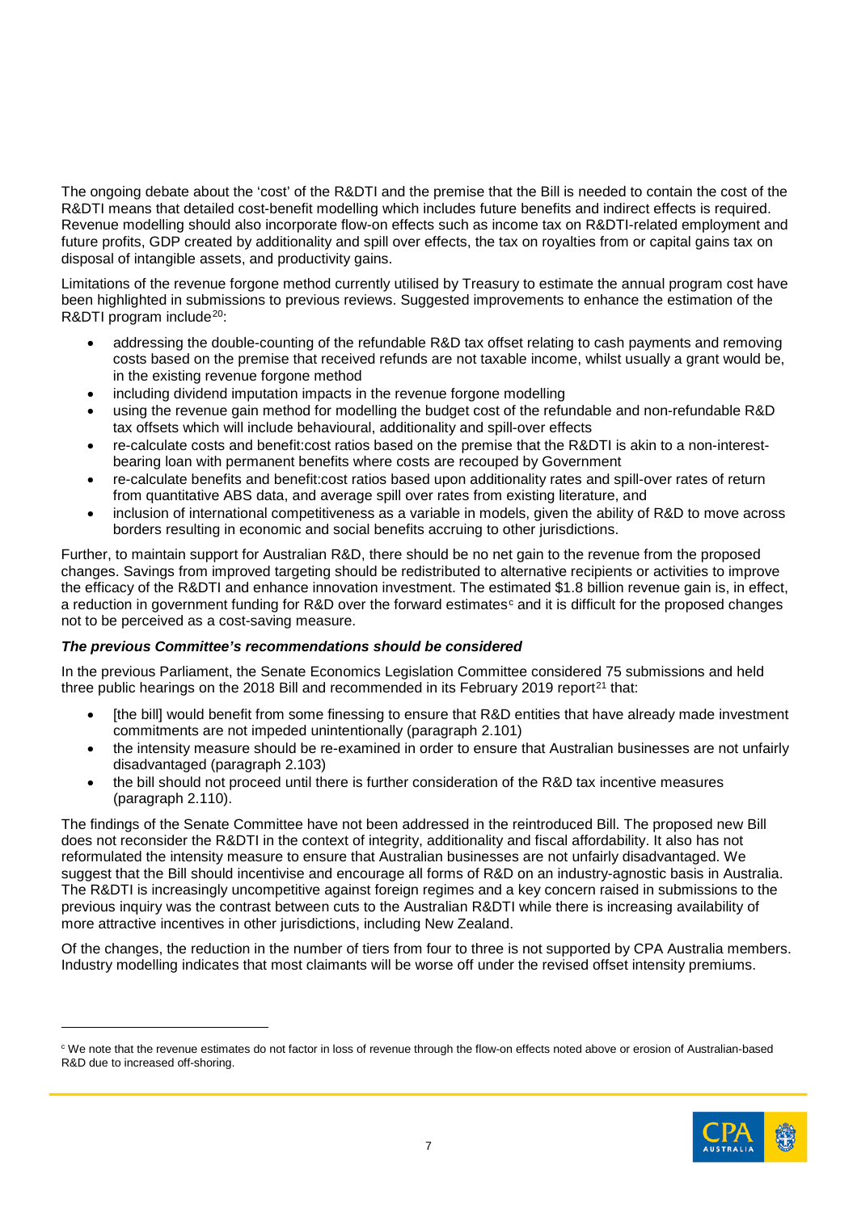The ongoing debate about the 'cost' of the R&DTI and the premise that the Bill is needed to contain the cost of the R&DTI means that detailed cost-benefit modelling which includes future benefits and indirect effects is required. Revenue modelling should also incorporate flow-on effects such as income tax on R&DTI-related employment and future profits, GDP created by additionality and spill over effects, the tax on royalties from or capital gains tax on disposal of intangible assets, and productivity gains.

Limitations of the revenue forgone method currently utilised by Treasury to estimate the annual program cost have been highlighted in submissions to previous reviews. Suggested improvements to enhance the estimation of the R&DTI program include[20]:

- addressing the double-counting of the refundable R&D tax offset relating to cash payments and removing costs based on the premise that received refunds are not taxable income, whilst usually a grant would be, in the existing revenue forgone method
- including dividend imputation impacts in the revenue forgone modelling
- using the revenue gain method for modelling the budget cost of the refundable and non-refundable R&D tax offsets which will include behavioural, additionality and spill-over effects
- re-calculate costs and benefit:cost ratios based on the premise that the R&DTI is akin to a non-interest-bearing loan with permanent benefits where costs are recouped by Government
- re-calculate benefits and benefit:cost ratios based upon additionality rates and spill-over rates of return from quantitative ABS data, and average spill over rates from existing literature, and
- inclusion of international competitiveness as a variable in models, given the ability of R&D to move across borders resulting in economic and social benefits accruing to other jurisdictions.

Further, to maintain support for Australian R&D, there should be no net gain to the revenue from the proposed changes. Savings from improved targeting should be redistributed to alternative recipients or activities to improve the efficacy of the R&DTI and enhance innovation investment. The estimated $1.8 billion revenue gain is, in effect, a reduction in government funding for R&D over the forward estimates[c] and it is difficult for the proposed changes not to be perceived as a cost-saving measure.

***The previous Committee's recommendations should be considered***

In the previous Parliament, the Senate Economics Legislation Committee considered 75 submissions and held three public hearings on the 2018 Bill and recommended in its February 2019 report[21] that:

- [the bill] would benefit from some finessing to ensure that R&D entities that have already made investment commitments are not impeded unintentionally (paragraph 2.101)
- the intensity measure should be re-examined in order to ensure that Australian businesses are not unfairly disadvantaged (paragraph 2.103)
- the bill should not proceed until there is further consideration of the R&D tax incentive measures (paragraph 2.110).

The findings of the Senate Committee have not been addressed in the reintroduced Bill. The proposed new Bill does not reconsider the R&DTI in the context of integrity, additionality and fiscal affordability. It also has not reformulated the intensity measure to ensure that Australian businesses are not unfairly disadvantaged. We suggest that the Bill should incentivise and encourage all forms of R&D on an industry-agnostic basis in Australia. The R&DTI is increasingly uncompetitive against foreign regimes and a key concern raised in submissions to the previous inquiry was the contrast between cuts to the Australian R&DTI while there is increasing availability of more attractive incentives in other jurisdictions, including New Zealand.

Of the changes, the reduction in the number of tiers from four to three is not supported by CPA Australia members. Industry modelling indicates that most claimants will be worse off under the revised offset intensity premiums.

---

[c] We note that the revenue estimates do not factor in loss of revenue through the flow-on effects noted above or erosion of Australian-based R&D due to increased off-shoring.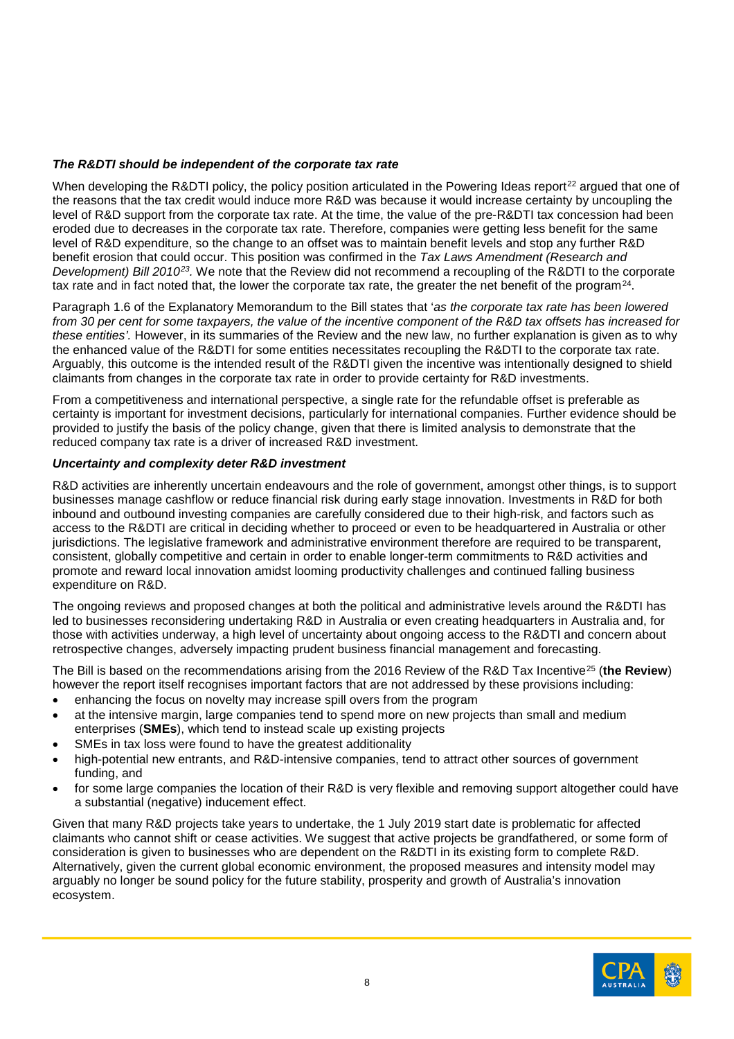***The R&DTI should be independent of the corporate tax rate***

When developing the R&DTI policy, the policy position articulated in the Powering Ideas report[22] argued that one of the reasons that the tax credit would induce more R&D was because it would increase certainty by uncoupling the level of R&D support from the corporate tax rate. At the time, the value of the pre-R&DTI tax concession had been eroded due to decreases in the corporate tax rate. Therefore, companies were getting less benefit for the same level of R&D expenditure, so the change to an offset was to maintain benefit levels and stop any further R&D benefit erosion that could occur. This position was confirmed in the *Tax Laws Amendment (Research and Development) Bill 2010*[23]. We note that the Review did not recommend a recoupling of the R&DTI to the corporate tax rate and in fact noted that, the lower the corporate tax rate, the greater the net benefit of the program[24].

Paragraph 1.6 of the Explanatory Memorandum to the Bill states that '*as the corporate tax rate has been lowered from 30 per cent for some taxpayers, the value of the incentive component of the R&D tax offsets has increased for these entities'.* However, in its summaries of the Review and the new law, no further explanation is given as to why the enhanced value of the R&DTI for some entities necessitates recoupling the R&DTI to the corporate tax rate. Arguably, this outcome is the intended result of the R&DTI given the incentive was intentionally designed to shield claimants from changes in the corporate tax rate in order to provide certainty for R&D investments.

From a competitiveness and international perspective, a single rate for the refundable offset is preferable as certainty is important for investment decisions, particularly for international companies. Further evidence should be provided to justify the basis of the policy change, given that there is limited analysis to demonstrate that the reduced company tax rate is a driver of increased R&D investment.

***Uncertainty and complexity deter R&D investment***

R&D activities are inherently uncertain endeavours and the role of government, amongst other things, is to support businesses manage cashflow or reduce financial risk during early stage innovation. Investments in R&D for both inbound and outbound investing companies are carefully considered due to their high-risk, and factors such as access to the R&DTI are critical in deciding whether to proceed or even to be headquartered in Australia or other jurisdictions. The legislative framework and administrative environment therefore are required to be transparent, consistent, globally competitive and certain in order to enable longer-term commitments to R&D activities and promote and reward local innovation amidst looming productivity challenges and continued falling business expenditure on R&D.

The ongoing reviews and proposed changes at both the political and administrative levels around the R&DTI has led to businesses reconsidering undertaking R&D in Australia or even creating headquarters in Australia and, for those with activities underway, a high level of uncertainty about ongoing access to the R&DTI and concern about retrospective changes, adversely impacting prudent business financial management and forecasting.

The Bill is based on the recommendations arising from the 2016 Review of the R&D Tax Incentive[25] (**the Review**) however the report itself recognises important factors that are not addressed by these provisions including:

- enhancing the focus on novelty may increase spill overs from the program
- at the intensive margin, large companies tend to spend more on new projects than small and medium enterprises (**SMEs**), which tend to instead scale up existing projects
- SMEs in tax loss were found to have the greatest additionality
- high-potential new entrants, and R&D-intensive companies, tend to attract other sources of government funding, and
- for some large companies the location of their R&D is very flexible and removing support altogether could have a substantial (negative) inducement effect.

Given that many R&D projects take years to undertake, the 1 July 2019 start date is problematic for affected claimants who cannot shift or cease activities. We suggest that active projects be grandfathered, or some form of consideration is given to businesses who are dependent on the R&DTI in its existing form to complete R&D. Alternatively, given the current global economic environment, the proposed measures and intensity model may arguably no longer be sound policy for the future stability, prosperity and growth of Australia's innovation ecosystem.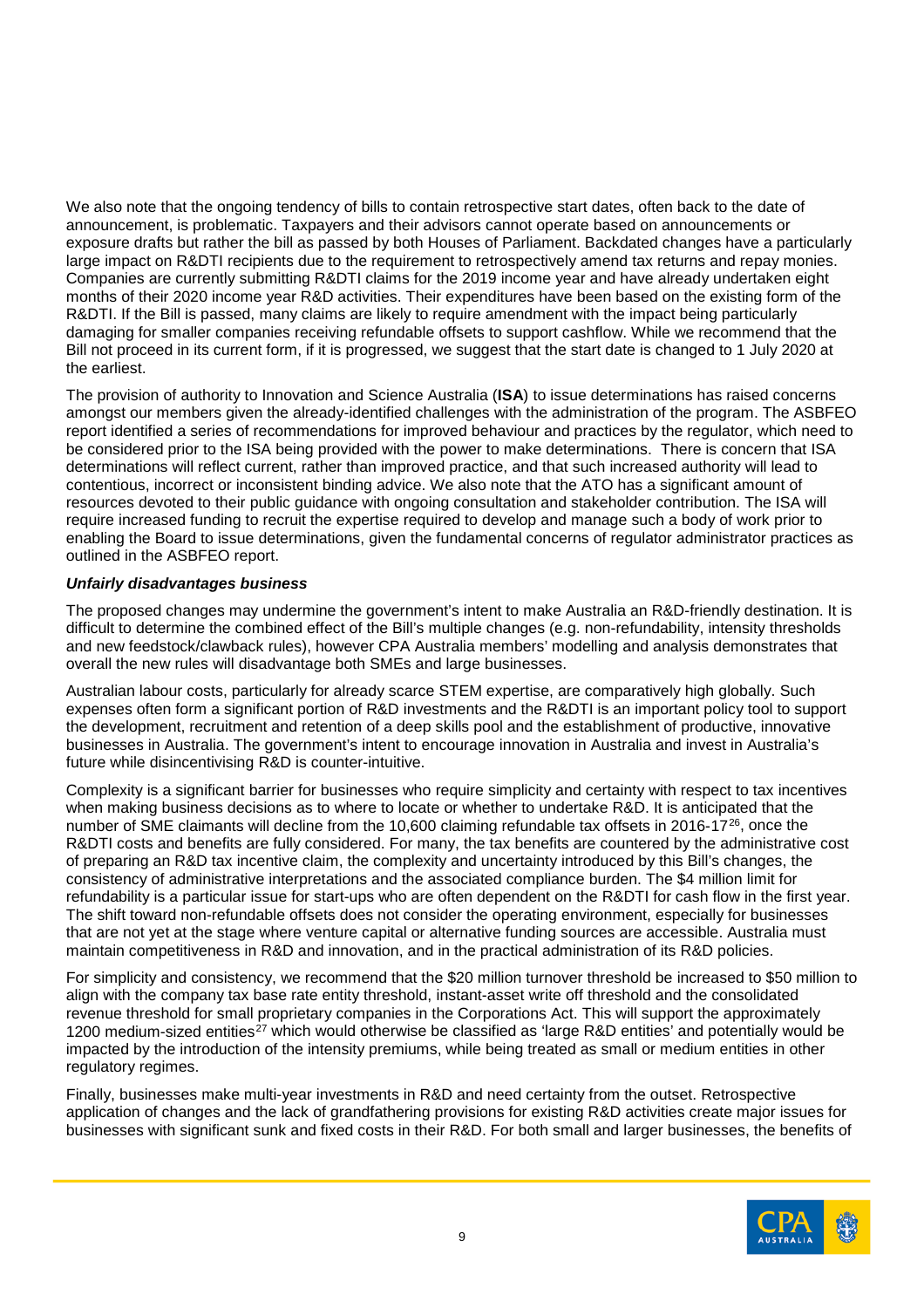We also note that the ongoing tendency of bills to contain retrospective start dates, often back to the date of announcement, is problematic. Taxpayers and their advisors cannot operate based on announcements or exposure drafts but rather the bill as passed by both Houses of Parliament. Backdated changes have a particularly large impact on R&DTI recipients due to the requirement to retrospectively amend tax returns and repay monies. Companies are currently submitting R&DTI claims for the 2019 income year and have already undertaken eight months of their 2020 income year R&D activities. Their expenditures have been based on the existing form of the R&DTI. If the Bill is passed, many claims are likely to require amendment with the impact being particularly damaging for smaller companies receiving refundable offsets to support cashflow. While we recommend that the Bill not proceed in its current form, if it is progressed, we suggest that the start date is changed to 1 July 2020 at the earliest.

The provision of authority to Innovation and Science Australia (**ISA**) to issue determinations has raised concerns amongst our members given the already-identified challenges with the administration of the program. The ASBFEO report identified a series of recommendations for improved behaviour and practices by the regulator, which need to be considered prior to the ISA being provided with the power to make determinations. There is concern that ISA determinations will reflect current, rather than improved practice, and that such increased authority will lead to contentious, incorrect or inconsistent binding advice. We also note that the ATO has a significant amount of resources devoted to their public guidance with ongoing consultation and stakeholder contribution. The ISA will require increased funding to recruit the expertise required to develop and manage such a body of work prior to enabling the Board to issue determinations, given the fundamental concerns of regulator administrator practices as outlined in the ASBFEO report.

***Unfairly disadvantages business***

The proposed changes may undermine the government's intent to make Australia an R&D-friendly destination. It is difficult to determine the combined effect of the Bill's multiple changes (e.g. non-refundability, intensity thresholds and new feedstock/clawback rules), however CPA Australia members' modelling and analysis demonstrates that overall the new rules will disadvantage both SMEs and large businesses.

Australian labour costs, particularly for already scarce STEM expertise, are comparatively high globally. Such expenses often form a significant portion of R&D investments and the R&DTI is an important policy tool to support the development, recruitment and retention of a deep skills pool and the establishment of productive, innovative businesses in Australia. The government's intent to encourage innovation in Australia and invest in Australia's future while disincentivising R&D is counter-intuitive.

Complexity is a significant barrier for businesses who require simplicity and certainty with respect to tax incentives when making business decisions as to where to locate or whether to undertake R&D. It is anticipated that the number of SME claimants will decline from the 10,600 claiming refundable tax offsets in 2016-17[26], once the R&DTI costs and benefits are fully considered. For many, the tax benefits are countered by the administrative cost of preparing an R&D tax incentive claim, the complexity and uncertainty introduced by this Bill's changes, the consistency of administrative interpretations and the associated compliance burden. The $4 million limit for refundability is a particular issue for start-ups who are often dependent on the R&DTI for cash flow in the first year. The shift toward non-refundable offsets does not consider the operating environment, especially for businesses that are not yet at the stage where venture capital or alternative funding sources are accessible. Australia must maintain competitiveness in R&D and innovation, and in the practical administration of its R&D policies.

For simplicity and consistency, we recommend that the $20 million turnover threshold be increased to $50 million to align with the company tax base rate entity threshold, instant-asset write off threshold and the consolidated revenue threshold for small proprietary companies in the Corporations Act. This will support the approximately 1200 medium-sized entities[27] which would otherwise be classified as 'large R&D entities' and potentially would be impacted by the introduction of the intensity premiums, while being treated as small or medium entities in other regulatory regimes.

Finally, businesses make multi-year investments in R&D and need certainty from the outset. Retrospective application of changes and the lack of grandfathering provisions for existing R&D activities create major issues for businesses with significant sunk and fixed costs in their R&D. For both small and larger businesses, the benefits of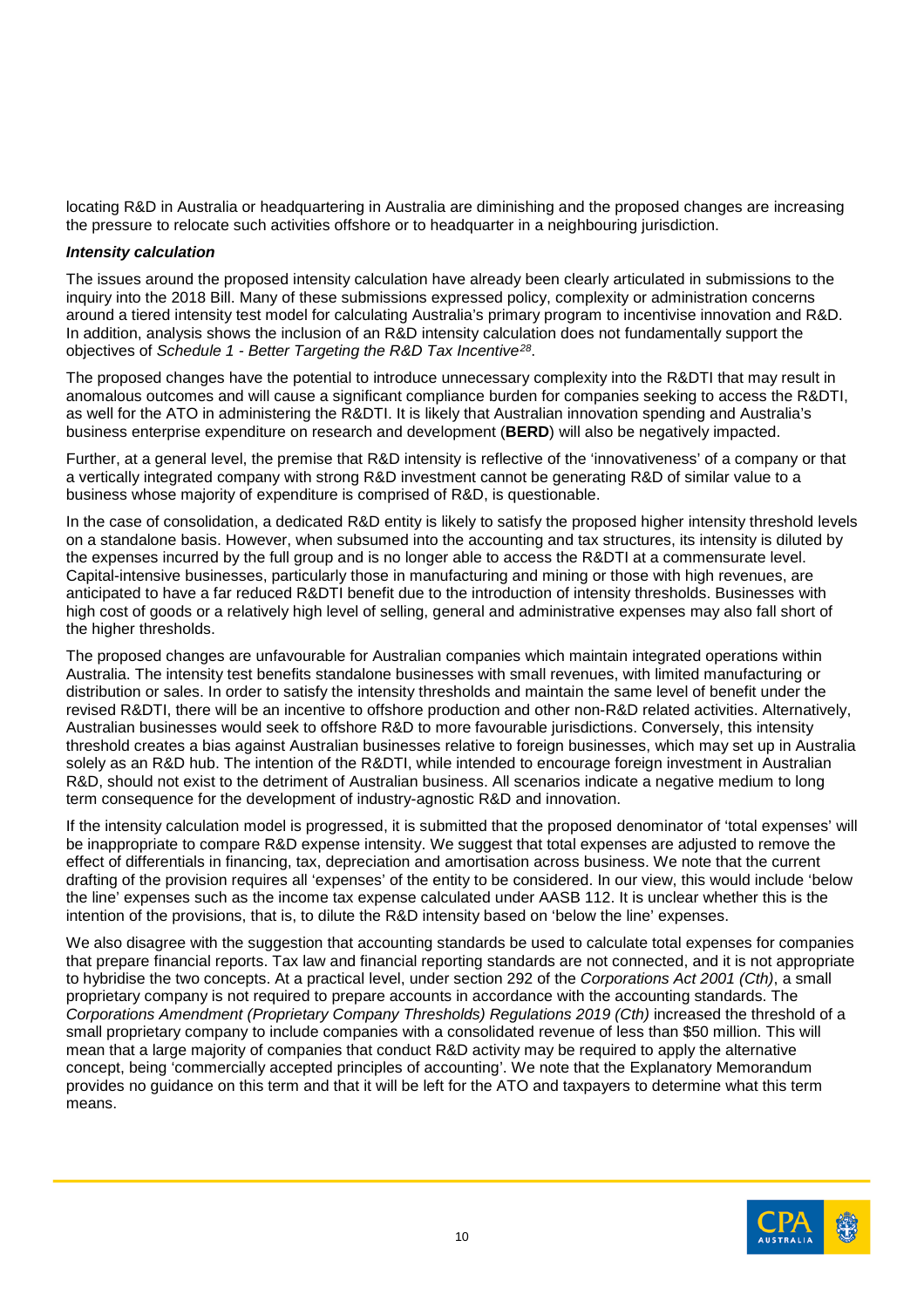locating R&D in Australia or headquartering in Australia are diminishing and the proposed changes are increasing the pressure to relocate such activities offshore or to headquarter in a neighbouring jurisdiction.

***Intensity calculation***

The issues around the proposed intensity calculation have already been clearly articulated in submissions to the inquiry into the 2018 Bill. Many of these submissions expressed policy, complexity or administration concerns around a tiered intensity test model for calculating Australia's primary program to incentivise innovation and R&D. In addition, analysis shows the inclusion of an R&D intensity calculation does not fundamentally support the objectives of *Schedule 1 - Better Targeting the R&D Tax Incentive*[28].

The proposed changes have the potential to introduce unnecessary complexity into the R&DTI that may result in anomalous outcomes and will cause a significant compliance burden for companies seeking to access the R&DTI, as well for the ATO in administering the R&DTI. It is likely that Australian innovation spending and Australia's business enterprise expenditure on research and development (**BERD**) will also be negatively impacted.

Further, at a general level, the premise that R&D intensity is reflective of the 'innovativeness' of a company or that a vertically integrated company with strong R&D investment cannot be generating R&D of similar value to a business whose majority of expenditure is comprised of R&D, is questionable.

In the case of consolidation, a dedicated R&D entity is likely to satisfy the proposed higher intensity threshold levels on a standalone basis. However, when subsumed into the accounting and tax structures, its intensity is diluted by the expenses incurred by the full group and is no longer able to access the R&DTI at a commensurate level. Capital-intensive businesses, particularly those in manufacturing and mining or those with high revenues, are anticipated to have a far reduced R&DTI benefit due to the introduction of intensity thresholds. Businesses with high cost of goods or a relatively high level of selling, general and administrative expenses may also fall short of the higher thresholds.

The proposed changes are unfavourable for Australian companies which maintain integrated operations within Australia. The intensity test benefits standalone businesses with small revenues, with limited manufacturing or distribution or sales. In order to satisfy the intensity thresholds and maintain the same level of benefit under the revised R&DTI, there will be an incentive to offshore production and other non-R&D related activities. Alternatively, Australian businesses would seek to offshore R&D to more favourable jurisdictions. Conversely, this intensity threshold creates a bias against Australian businesses relative to foreign businesses, which may set up in Australia solely as an R&D hub. The intention of the R&DTI, while intended to encourage foreign investment in Australian R&D, should not exist to the detriment of Australian business. All scenarios indicate a negative medium to long term consequence for the development of industry-agnostic R&D and innovation.

If the intensity calculation model is progressed, it is submitted that the proposed denominator of 'total expenses' will be inappropriate to compare R&D expense intensity. We suggest that total expenses are adjusted to remove the effect of differentials in financing, tax, depreciation and amortisation across business. We note that the current drafting of the provision requires all 'expenses' of the entity to be considered. In our view, this would include 'below the line' expenses such as the income tax expense calculated under AASB 112. It is unclear whether this is the intention of the provisions, that is, to dilute the R&D intensity based on 'below the line' expenses.

We also disagree with the suggestion that accounting standards be used to calculate total expenses for companies that prepare financial reports. Tax law and financial reporting standards are not connected, and it is not appropriate to hybridise the two concepts. At a practical level, under section 292 of the *Corporations Act 2001 (Cth)*, a small proprietary company is not required to prepare accounts in accordance with the accounting standards. The *Corporations Amendment (Proprietary Company Thresholds) Regulations 2019 (Cth)* increased the threshold of a small proprietary company to include companies with a consolidated revenue of less than $50 million. This will mean that a large majority of companies that conduct R&D activity may be required to apply the alternative concept, being 'commercially accepted principles of accounting'. We note that the Explanatory Memorandum provides no guidance on this term and that it will be left for the ATO and taxpayers to determine what this term means.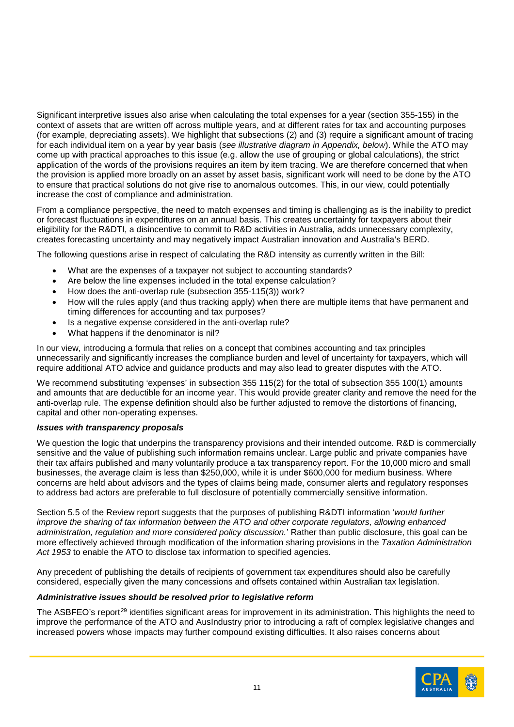Significant interpretive issues also arise when calculating the total expenses for a year (section 355-155) in the context of assets that are written off across multiple years, and at different rates for tax and accounting purposes (for example, depreciating assets). We highlight that subsections (2) and (3) require a significant amount of tracing for each individual item on a year by year basis (*see illustrative diagram in Appendix, below*). While the ATO may come up with practical approaches to this issue (e.g. allow the use of grouping or global calculations), the strict application of the words of the provisions requires an item by item tracing. We are therefore concerned that when the provision is applied more broadly on an asset by asset basis, significant work will need to be done by the ATO to ensure that practical solutions do not give rise to anomalous outcomes. This, in our view, could potentially increase the cost of compliance and administration.

From a compliance perspective, the need to match expenses and timing is challenging as is the inability to predict or forecast fluctuations in expenditures on an annual basis. This creates uncertainty for taxpayers about their eligibility for the R&DTI, a disincentive to commit to R&D activities in Australia, adds unnecessary complexity, creates forecasting uncertainty and may negatively impact Australian innovation and Australia's BERD.

The following questions arise in respect of calculating the R&D intensity as currently written in the Bill:

- What are the expenses of a taxpayer not subject to accounting standards?
- Are below the line expenses included in the total expense calculation?
- How does the anti-overlap rule (subsection 355-115(3)) work?
- How will the rules apply (and thus tracking apply) when there are multiple items that have permanent and timing differences for accounting and tax purposes?
- Is a negative expense considered in the anti-overlap rule?
- What happens if the denominator is nil?

In our view, introducing a formula that relies on a concept that combines accounting and tax principles unnecessarily and significantly increases the compliance burden and level of uncertainty for taxpayers, which will require additional ATO advice and guidance products and may also lead to greater disputes with the ATO.

We recommend substituting 'expenses' in subsection 355 115(2) for the total of subsection 355 100(1) amounts and amounts that are deductible for an income year. This would provide greater clarity and remove the need for the anti-overlap rule. The expense definition should also be further adjusted to remove the distortions of financing, capital and other non-operating expenses.

#### ***Issues with transparency proposals***

We question the logic that underpins the transparency provisions and their intended outcome. R&D is commercially sensitive and the value of publishing such information remains unclear. Large public and private companies have their tax affairs published and many voluntarily produce a tax transparency report. For the 10,000 micro and small businesses, the average claim is less than $250,000, while it is under $600,000 for medium business. Where concerns are held about advisors and the types of claims being made, consumer alerts and regulatory responses to address bad actors are preferable to full disclosure of potentially commercially sensitive information.

Section 5.5 of the Review report suggests that the purposes of publishing R&DTI information '*would further improve the sharing of tax information between the ATO and other corporate regulators, allowing enhanced administration, regulation and more considered policy discussion.*' Rather than public disclosure, this goal can be more effectively achieved through modification of the information sharing provisions in the *Taxation Administration Act 1953* to enable the ATO to disclose tax information to specified agencies.

Any precedent of publishing the details of recipients of government tax expenditures should also be carefully considered, especially given the many concessions and offsets contained within Australian tax legislation.

#### ***Administrative issues should be resolved prior to legislative reform***

The ASBFEO's report[29] identifies significant areas for improvement in its administration. This highlights the need to improve the performance of the ATO and AusIndustry prior to introducing a raft of complex legislative changes and increased powers whose impacts may further compound existing difficulties. It also raises concerns about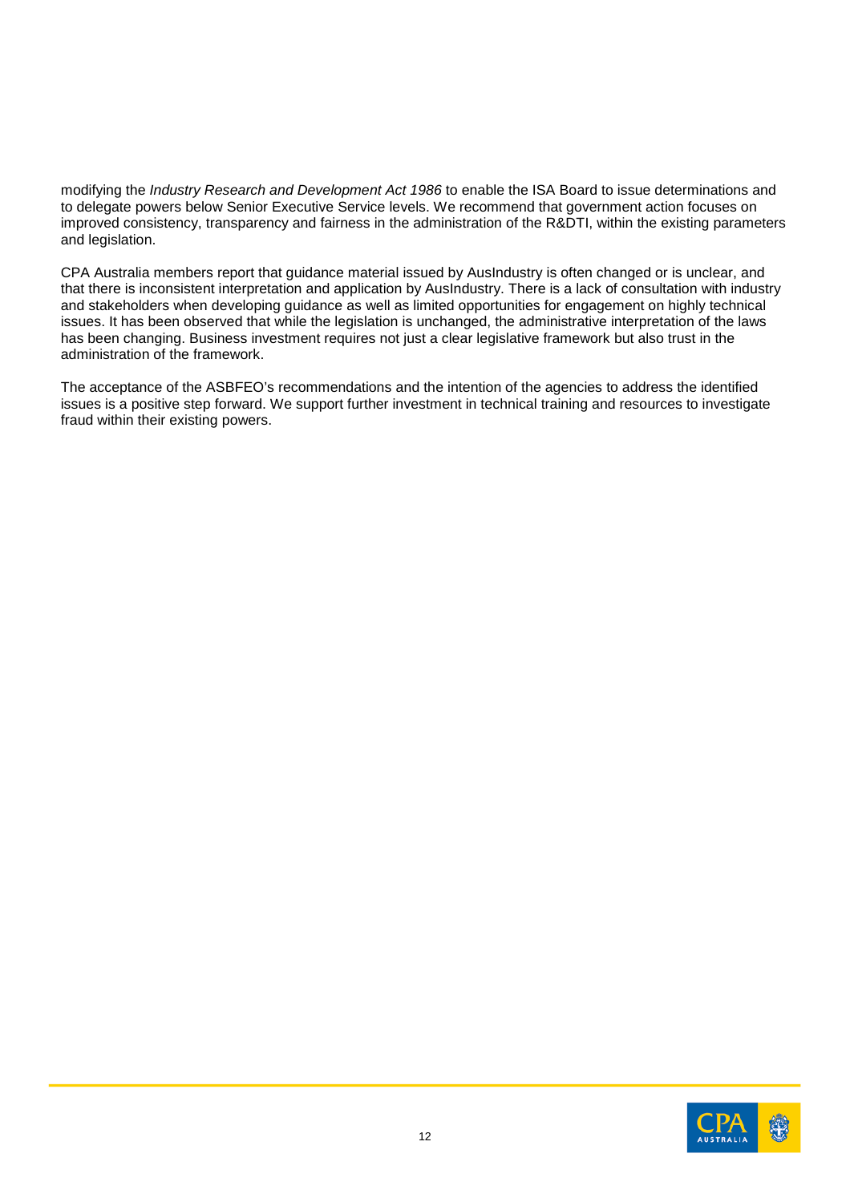modifying the *Industry Research and Development Act 1986* to enable the ISA Board to issue determinations and to delegate powers below Senior Executive Service levels. We recommend that government action focuses on improved consistency, transparency and fairness in the administration of the R&DTI, within the existing parameters and legislation.

CPA Australia members report that guidance material issued by AusIndustry is often changed or is unclear, and that there is inconsistent interpretation and application by AusIndustry. There is a lack of consultation with industry and stakeholders when developing guidance as well as limited opportunities for engagement on highly technical issues. It has been observed that while the legislation is unchanged, the administrative interpretation of the laws has been changing. Business investment requires not just a clear legislative framework but also trust in the administration of the framework.

The acceptance of the ASBFEO's recommendations and the intention of the agencies to address the identified issues is a positive step forward. We support further investment in technical training and resources to investigate fraud within their existing powers.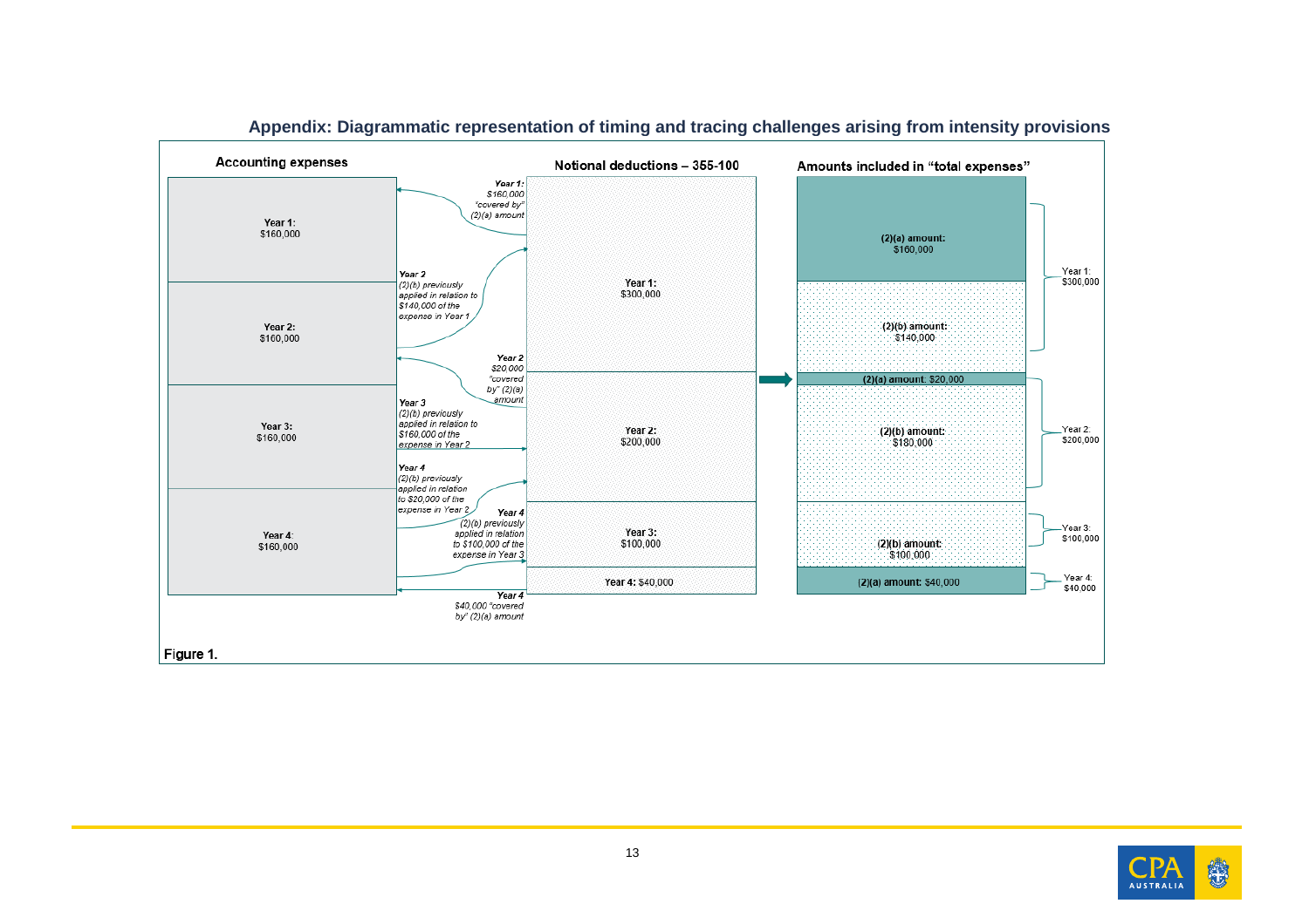## Appendix: Diagrammatic representation of timing and tracing challenges arising from intensity provisions

**Accounting expenses**

- **Year 1**: $160,000
- **Year 2**: $160,000
- **Year 3**: $160,000
- **Year 4**: $160,000

*Year 1: $160,000 "covered by" (2)(a) amount*

*Year 2 (2)(b) previously applied in relation to $140,000 of the expense in Year 1*

*Year 2 $20,000 "covered by" (2)(a) amount*

*Year 3 (2)(b) previously applied in relation to $160,000 of the expense in Year 2*

*Year 4 (2)(b) previously applied in relation to $20,000 of the expense in Year 2*

*Year 4 (2)(b) previously applied in relation to $100,000 of the expense in Year 3*

*Year 4 $40,000 "covered by" (2)(a) amount*

**Notional deductions – 355-100**

- **Year 1:** $300,000
- **Year 2:** $200,000
- **Year 3:** $100,000
- **Year 4:** $40,000

**Amounts included in "total expenses"**

- **(2)(a) amount:** $160,000
- **(2)(b) amount:** $140,000
- Year 1: $300,000
- **(2)(a) amount:** $20,000
- **(2)(b) amount:** $180,000
- Year 2: $200,000
- **(2)(b) amount:** $100,000
- Year 3: $100,000
- **(2)(a) amount:** $40,000
- Year 4: $40,000

Figure 1.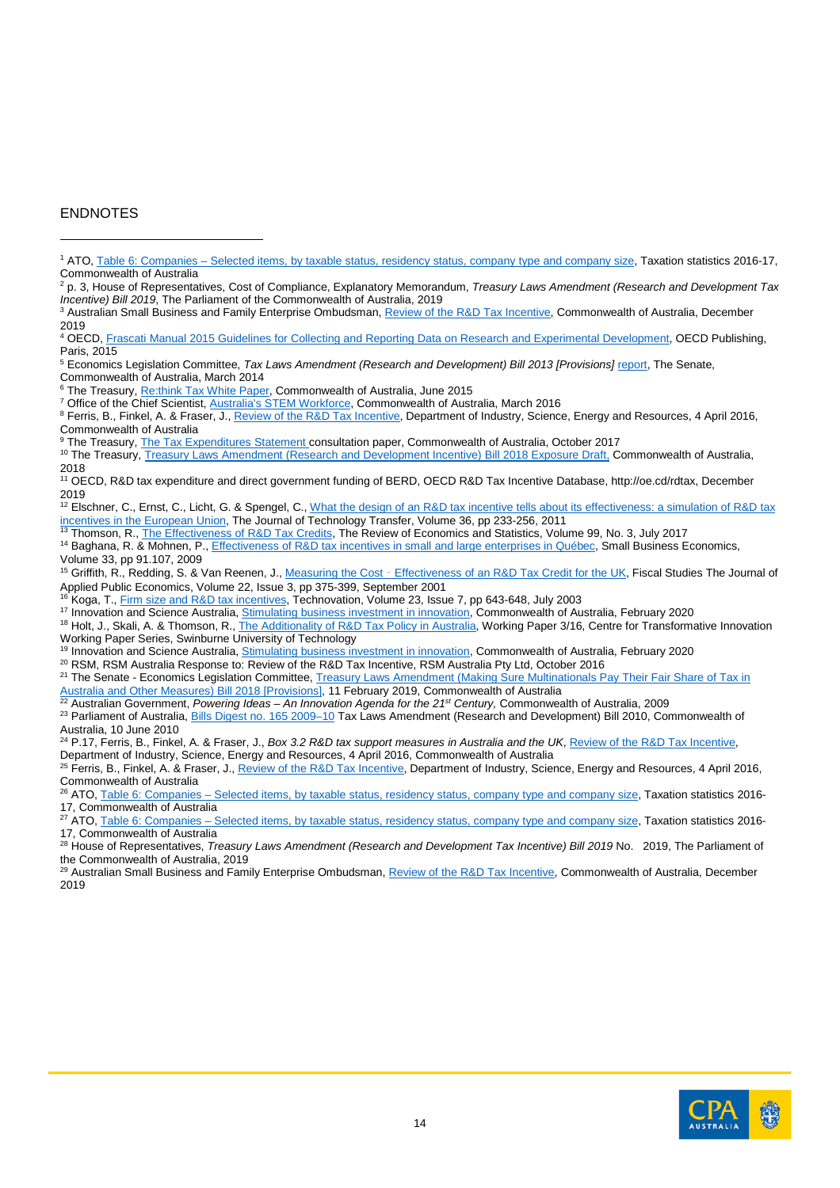## ENDNOTES

[1] ATO, Table 6: Companies – Selected items, by taxable status, residency status, company type and company size, Taxation statistics 2016-17, Commonwealth of Australia

[2] p. 3, House of Representatives, Cost of Compliance, Explanatory Memorandum, *Treasury Laws Amendment (Research and Development Tax Incentive) Bill 2019*, The Parliament of the Commonwealth of Australia, 2019

[3] Australian Small Business and Family Enterprise Ombudsman, Review of the R&D Tax Incentive, Commonwealth of Australia, December 2019

[4] OECD, Frascati Manual 2015 Guidelines for Collecting and Reporting Data on Research and Experimental Development, OECD Publishing, Paris, 2015

[5] Economics Legislation Committee, *Tax Laws Amendment (Research and Development) Bill 2013 [Provisions]* report, The Senate, Commonwealth of Australia, March 2014

[6] The Treasury, Re:think Tax White Paper, Commonwealth of Australia, June 2015

[7] Office of the Chief Scientist, Australia's STEM Workforce, Commonwealth of Australia, March 2016

[8] Ferris, B., Finkel, A. & Fraser, J., Review of the R&D Tax Incentive, Department of Industry, Science, Energy and Resources, 4 April 2016, Commonwealth of Australia

[9] The Treasury, The Tax Expenditures Statement consultation paper, Commonwealth of Australia, October 2017

[10] The Treasury, Treasury Laws Amendment (Research and Development Incentive) Bill 2018 Exposure Draft, Commonwealth of Australia, 2018

[11] OECD, R&D tax expenditure and direct government funding of BERD, OECD R&D Tax Incentive Database, http://oe.cd/rdtax, December 2019

[12] Elschner, C., Ernst, C., Licht, G. & Spengel, C., What the design of an R&D tax incentive tells about its effectiveness: a simulation of R&D tax incentives in the European Union, The Journal of Technology Transfer, Volume 36, pp 233-256, 2011

[13] Thomson, R., The Effectiveness of R&D Tax Credits, The Review of Economics and Statistics, Volume 99, No. 3, July 2017

[14] Baghana, R. & Mohnen, P., Effectiveness of R&D tax incentives in small and large enterprises in Québec, Small Business Economics, Volume 33, pp 91.107, 2009

[15] Griffith, R., Redding, S. & Van Reenen, J., Measuring the Cost - Effectiveness of an R&D Tax Credit for the UK, Fiscal Studies The Journal of Applied Public Economics, Volume 22, Issue 3, pp 375-399, September 2001

[16] Koga, T., Firm size and R&D tax incentives, Technovation, Volume 23, Issue 7, pp 643-648, July 2003

[17] Innovation and Science Australia, Stimulating business investment in innovation, Commonwealth of Australia, February 2020

[18] Holt, J., Skali, A. & Thomson, R., The Additionality of R&D Tax Policy in Australia, Working Paper 3/16, Centre for Transformative Innovation Working Paper Series, Swinburne University of Technology

[19] Innovation and Science Australia, Stimulating business investment in innovation, Commonwealth of Australia, February 2020

[20] RSM, RSM Australia Response to: Review of the R&D Tax Incentive, RSM Australia Pty Ltd, October 2016

[21] The Senate - Economics Legislation Committee, Treasury Laws Amendment (Making Sure Multinationals Pay Their Fair Share of Tax in Australia and Other Measures) Bill 2018 [Provisions], 11 February 2019, Commonwealth of Australia

[22] Australian Government, *Powering Ideas – An Innovation Agenda for the 21st Century,* Commonwealth of Australia, 2009

[23] Parliament of Australia, Bills Digest no. 165 2009–10 Tax Laws Amendment (Research and Development) Bill 2010, Commonwealth of Australia, 10 June 2010

[24] P.17, Ferris, B., Finkel, A. & Fraser, J., *Box 3.2 R&D tax support measures in Australia and the UK*, Review of the R&D Tax Incentive, Department of Industry, Science, Energy and Resources, 4 April 2016, Commonwealth of Australia

[25] Ferris, B., Finkel, A. & Fraser, J., Review of the R&D Tax Incentive, Department of Industry, Science, Energy and Resources, 4 April 2016, Commonwealth of Australia

[26] ATO, Table 6: Companies – Selected items, by taxable status, residency status, company type and company size, Taxation statistics 2016-17, Commonwealth of Australia

[27] ATO, Table 6: Companies – Selected items, by taxable status, residency status, company type and company size, Taxation statistics 2016-17, Commonwealth of Australia

[28] House of Representatives, *Treasury Laws Amendment (Research and Development Tax Incentive) Bill 2019* No. 2019, The Parliament of the Commonwealth of Australia, 2019

[29] Australian Small Business and Family Enterprise Ombudsman, Review of the R&D Tax Incentive, Commonwealth of Australia, December 2019